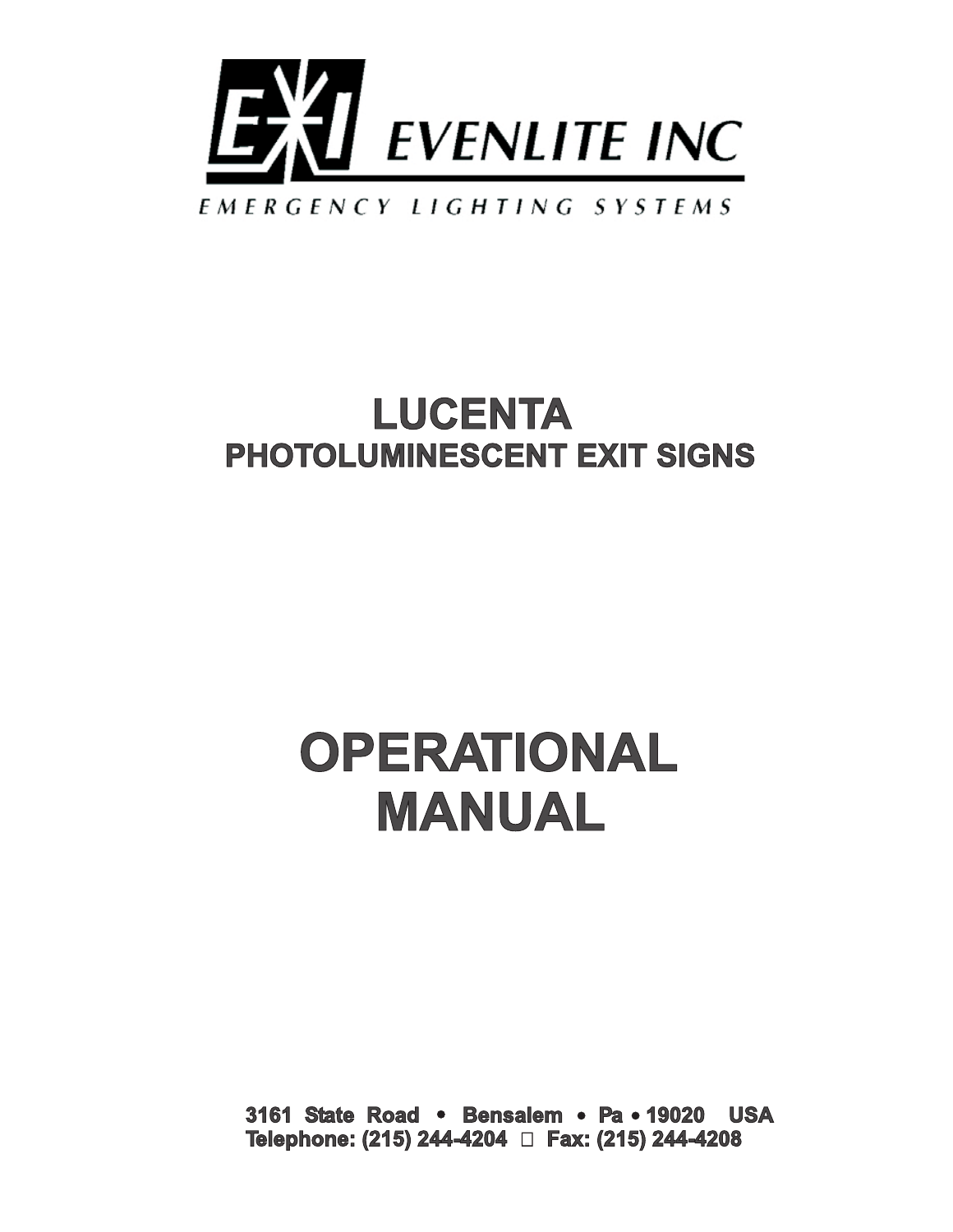EVENLITE INC

EMERGENCY LIGHTING SYSTEMS

# LUCENTA

## PHOTOLUMINESCENT EXIT SIGNS

# OPERATIONAL MANUAL

**3161 State Road • Bensalem • Pa • 19020 USA**
**Telephone: (215) 244-4204 Fax: (215) 244-4208**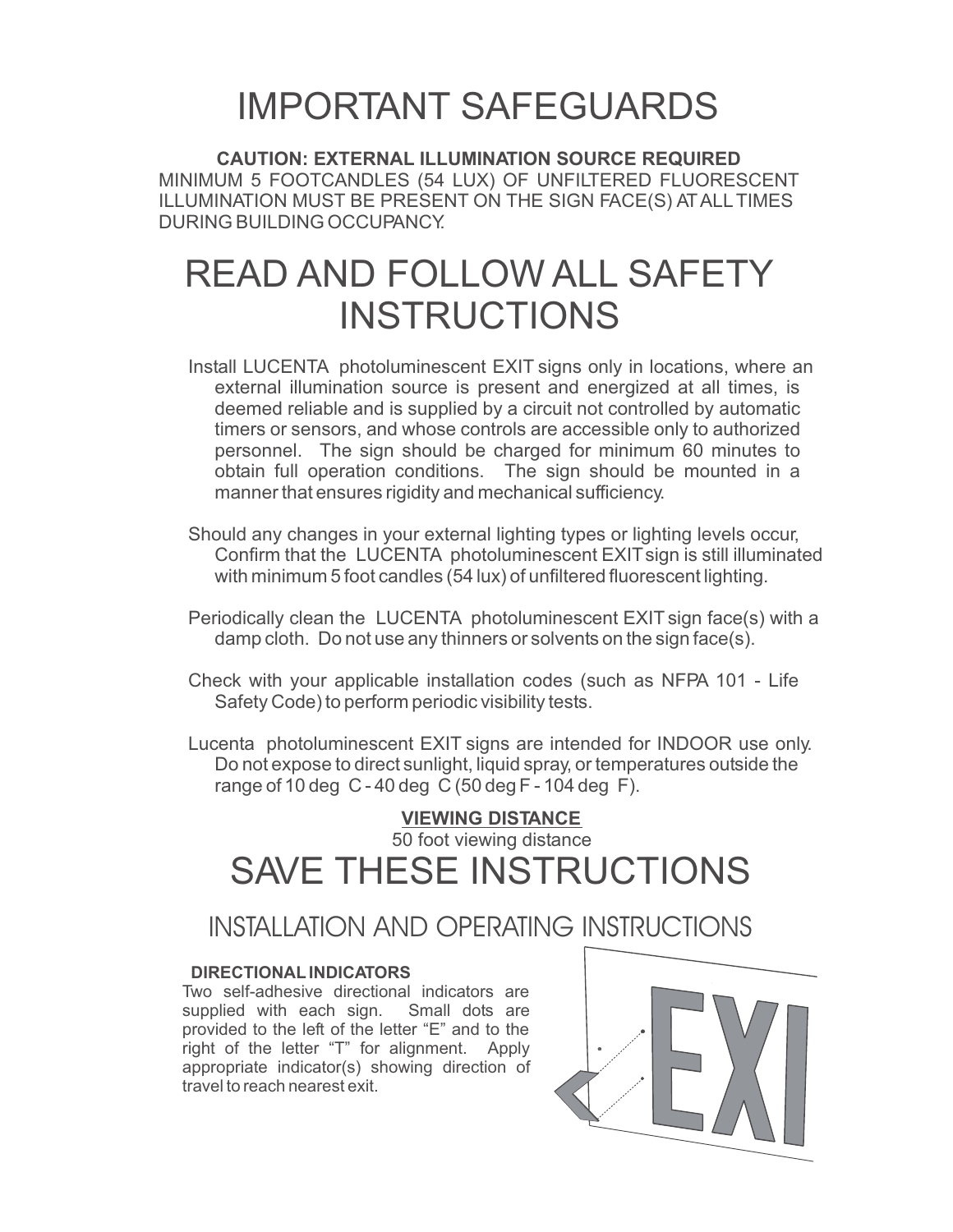# IMPORTANT SAFEGUARDS

**CAUTION: EXTERNAL ILLUMINATION SOURCE REQUIRED**
MINIMUM 5 FOOTCANDLES (54 LUX) OF UNFILTERED FLUORESCENT ILLUMINATION MUST BE PRESENT ON THE SIGN FACE(S) AT ALL TIMES DURING BUILDING OCCUPANCY.

# READ AND FOLLOW ALL SAFETY INSTRUCTIONS

Install LUCENTA photoluminescent EXIT signs only in locations, where an external illumination source is present and energized at all times, is deemed reliable and is supplied by a circuit not controlled by automatic timers or sensors, and whose controls are accessible only to authorized personnel. The sign should be charged for minimum 60 minutes to obtain full operation conditions. The sign should be mounted in a manner that ensures rigidity and mechanical sufficiency.

Should any changes in your external lighting types or lighting levels occur, Confirm that the LUCENTA photoluminescent EXIT sign is still illuminated with minimum 5 foot candles (54 lux) of unfiltered fluorescent lighting.

Periodically clean the LUCENTA photoluminescent EXIT sign face(s) with a damp cloth. Do not use any thinners or solvents on the sign face(s).

Check with your applicable installation codes (such as NFPA 101 - Life Safety Code) to perform periodic visibility tests.

Lucenta photoluminescent EXIT signs are intended for INDOOR use only. Do not expose to direct sunlight, liquid spray, or temperatures outside the range of 10 deg C - 40 deg C (50 deg F - 104 deg F).

**VIEWING DISTANCE**

50 foot viewing distance

# SAVE THESE INSTRUCTIONS

## INSTALLATION AND OPERATING INSTRUCTIONS

**DIRECTIONAL INDICATORS**

Two self-adhesive directional indicators are supplied with each sign. Small dots are provided to the left of the letter "E" and to the right of the letter "T" for alignment. Apply appropriate indicator(s) showing direction of travel to reach nearest exit.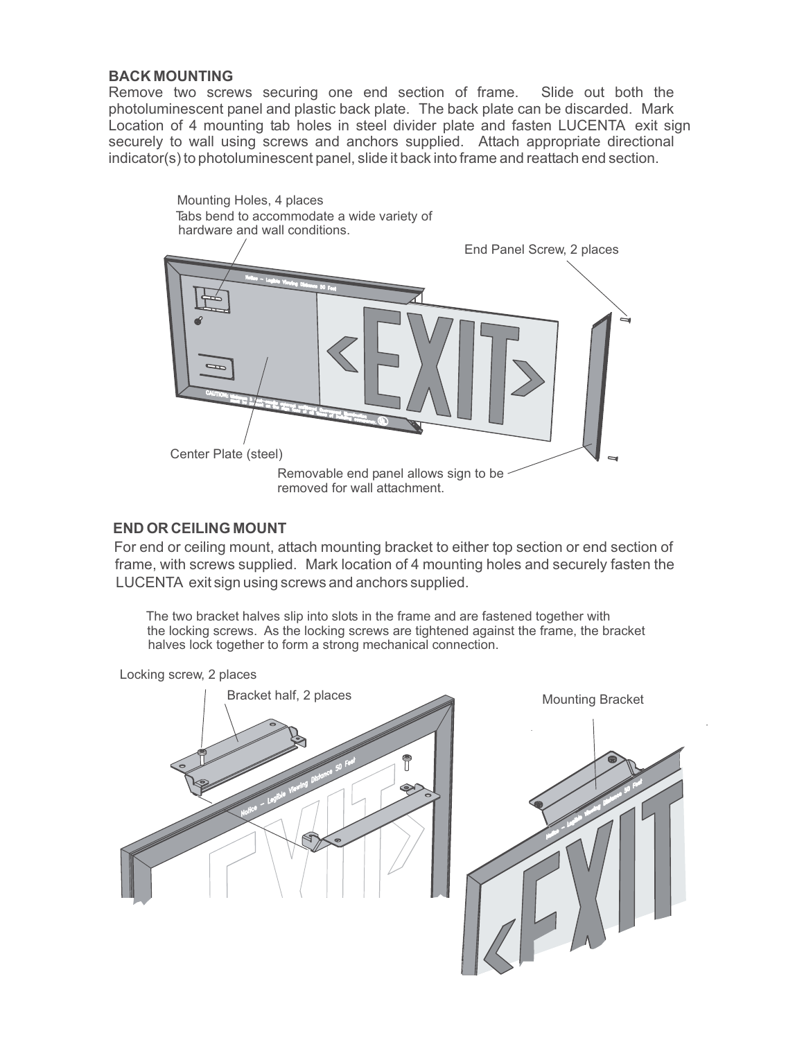## BACK MOUNTING

Remove two screws securing one end section of frame. Slide out both the photoluminescent panel and plastic back plate. The back plate can be discarded. Mark Location of 4 mounting tab holes in steel divider plate and fasten LUCENTA exit sign securely to wall using screws and anchors supplied. Attach appropriate directional indicator(s) to photoluminescent panel, slide it back into frame and reattach end section.

Mounting Holes, 4 places
Tabs bend to accommodate a wide variety of hardware and wall conditions.

End Panel Screw, 2 places

Center Plate (steel)

Removable end panel allows sign to be removed for wall attachment.

## END OR CEILING MOUNT

For end or ceiling mount, attach mounting bracket to either top section or end section of frame, with screws supplied. Mark location of 4 mounting holes and securely fasten the LUCENTA exit sign using screws and anchors supplied.

The two bracket halves slip into slots in the frame and are fastened together with the locking screws. As the locking screws are tightened against the frame, the bracket halves lock together to form a strong mechanical connection.

Locking screw, 2 places

Bracket half, 2 places

Mounting Bracket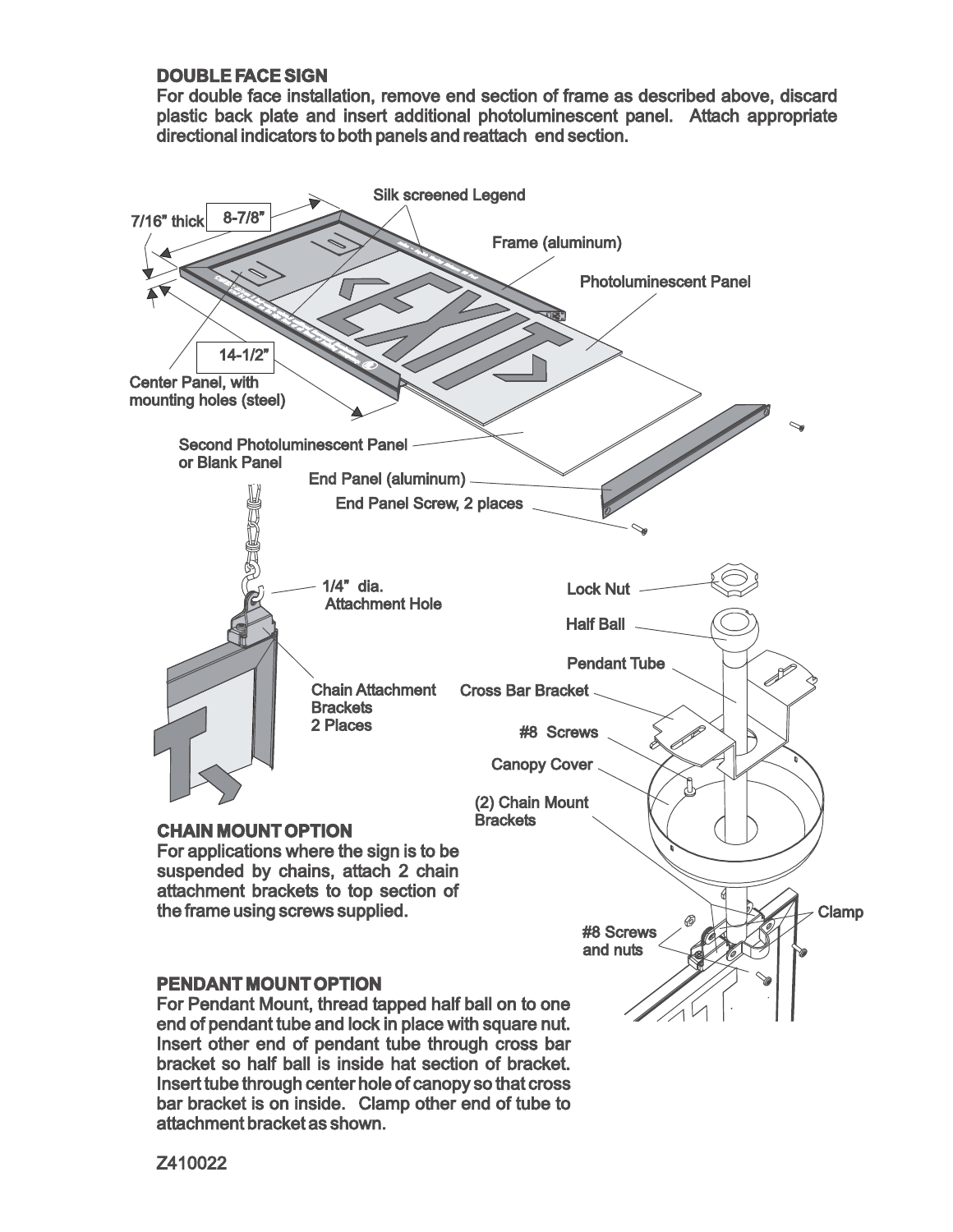### DOUBLE FACE SIGN

For double face installation, remove end section of frame as described above, discard plastic back plate and insert additional photoluminescent panel. Attach appropriate directional indicators to both panels and reattach end section.

7/16" thick
8-7/8"
14-1/2"
Silk screened Legend
Frame (aluminum)
Photoluminescent Panel
Center Panel, with mounting holes (steel)
Second Photoluminescent Panel or Blank Panel
End Panel (aluminum)
End Panel Screw, 2 places

1/4" dia. Attachment Hole
Chain Attachment Brackets 2 Places

Lock Nut
Half Ball
Pendant Tube
Cross Bar Bracket
#8 Screws
Canopy Cover
(2) Chain Mount Brackets
Clamp
#8 Screws and nuts

### CHAIN MOUNT OPTION

For applications where the sign is to be suspended by chains, attach 2 chain attachment brackets to top section of the frame using screws supplied.

### PENDANT MOUNT OPTION

For Pendant Mount, thread tapped half ball on to one end of pendant tube and lock in place with square nut. Insert other end of pendant tube through cross bar bracket so half ball is inside hat section of bracket. Insert tube through center hole of canopy so that cross bar bracket is on inside. Clamp other end of tube to attachment bracket as shown.

Z410022